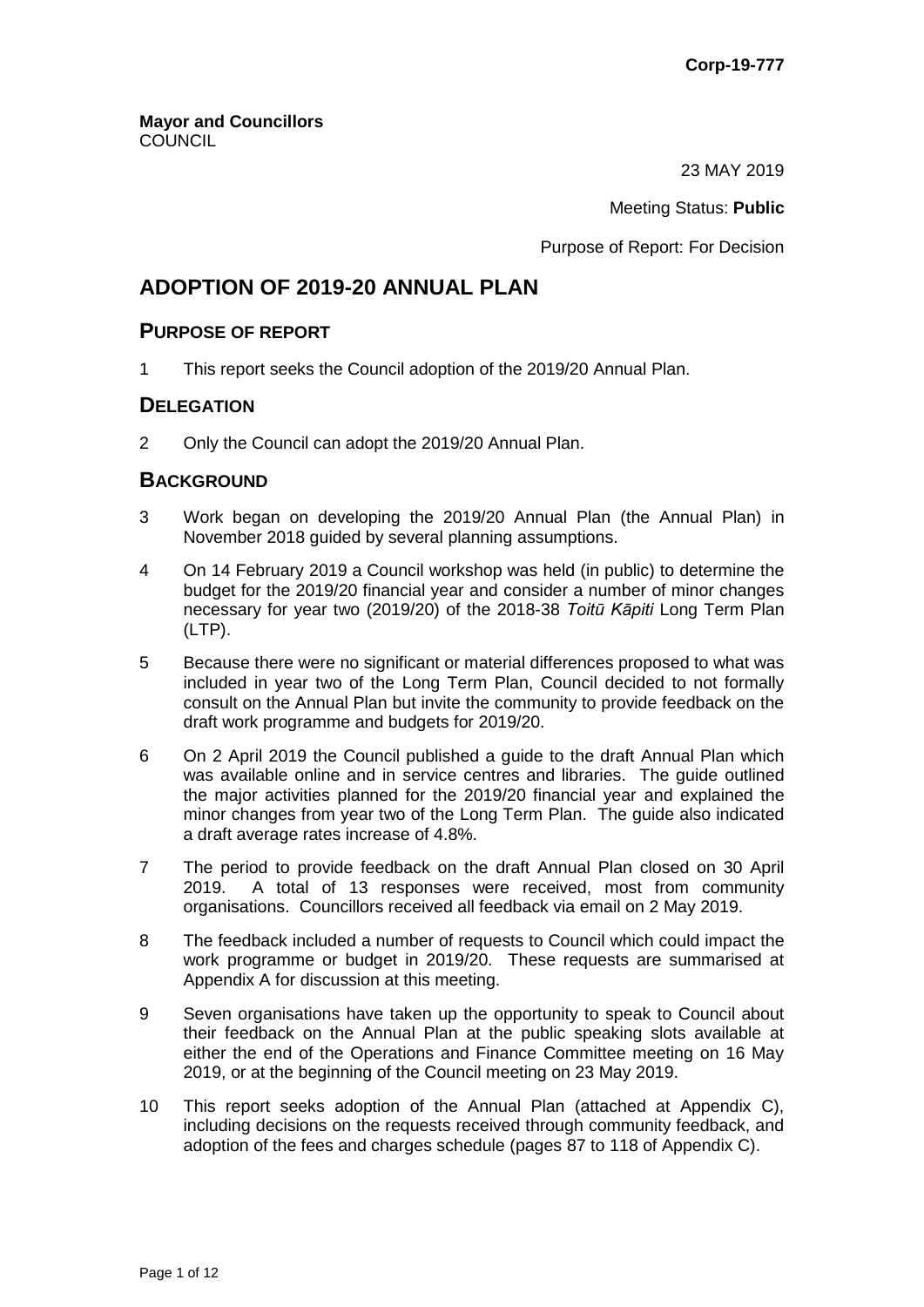**Corp-19-777**

**Mayor and Councillors**
COUNCIL

23 MAY 2019

Meeting Status: **Public**

Purpose of Report: For Decision

# ADOPTION OF 2019-20 ANNUAL PLAN

## PURPOSE OF REPORT

1 This report seeks the Council adoption of the 2019/20 Annual Plan.

## DELEGATION

2 Only the Council can adopt the 2019/20 Annual Plan.

## BACKGROUND

3 Work began on developing the 2019/20 Annual Plan (the Annual Plan) in November 2018 guided by several planning assumptions.

4 On 14 February 2019 a Council workshop was held (in public) to determine the budget for the 2019/20 financial year and consider a number of minor changes necessary for year two (2019/20) of the 2018-38 *Toitū Kāpiti* Long Term Plan (LTP).

5 Because there were no significant or material differences proposed to what was included in year two of the Long Term Plan, Council decided to not formally consult on the Annual Plan but invite the community to provide feedback on the draft work programme and budgets for 2019/20.

6 On 2 April 2019 the Council published a guide to the draft Annual Plan which was available online and in service centres and libraries. The guide outlined the major activities planned for the 2019/20 financial year and explained the minor changes from year two of the Long Term Plan. The guide also indicated a draft average rates increase of 4.8%.

7 The period to provide feedback on the draft Annual Plan closed on 30 April 2019. A total of 13 responses were received, most from community organisations. Councillors received all feedback via email on 2 May 2019.

8 The feedback included a number of requests to Council which could impact the work programme or budget in 2019/20. These requests are summarised at Appendix A for discussion at this meeting.

9 Seven organisations have taken up the opportunity to speak to Council about their feedback on the Annual Plan at the public speaking slots available at either the end of the Operations and Finance Committee meeting on 16 May 2019, or at the beginning of the Council meeting on 23 May 2019.

10 This report seeks adoption of the Annual Plan (attached at Appendix C), including decisions on the requests received through community feedback, and adoption of the fees and charges schedule (pages 87 to 118 of Appendix C).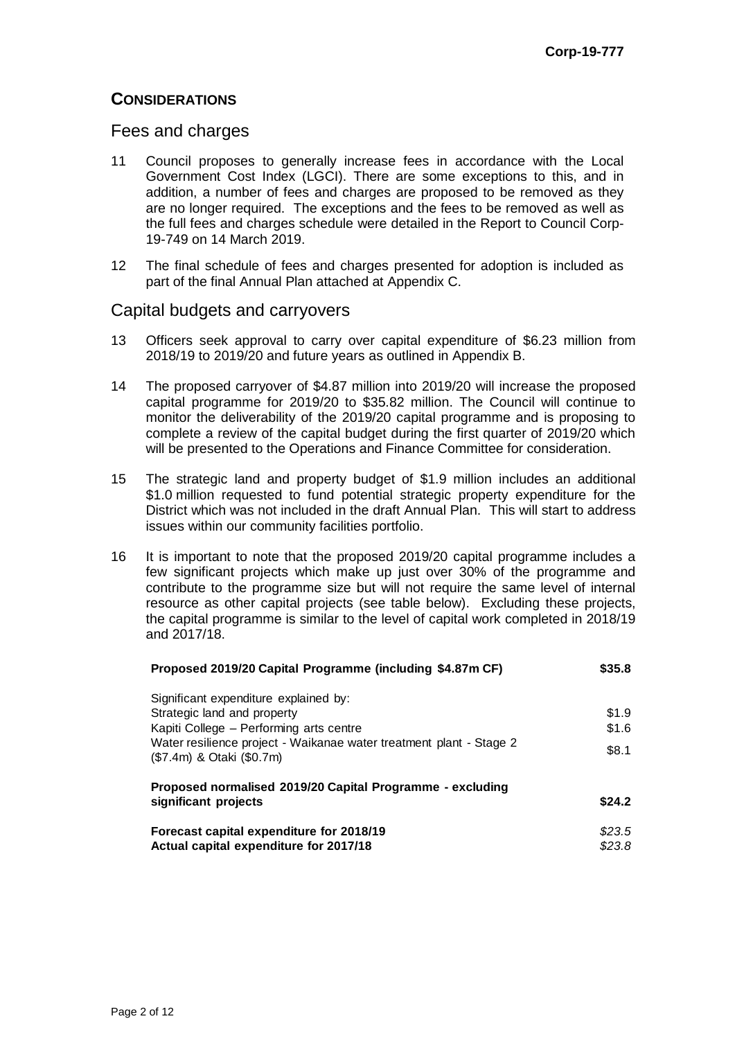## CONSIDERATIONS

### Fees and charges

11 Council proposes to generally increase fees in accordance with the Local Government Cost Index (LGCI). There are some exceptions to this, and in addition, a number of fees and charges are proposed to be removed as they are no longer required. The exceptions and the fees to be removed as well as the full fees and charges schedule were detailed in the Report to Council Corp-19-749 on 14 March 2019.

12 The final schedule of fees and charges presented for adoption is included as part of the final Annual Plan attached at Appendix C.

### Capital budgets and carryovers

13 Officers seek approval to carry over capital expenditure of $6.23 million from 2018/19 to 2019/20 and future years as outlined in Appendix B.

14 The proposed carryover of $4.87 million into 2019/20 will increase the proposed capital programme for 2019/20 to $35.82 million. The Council will continue to monitor the deliverability of the 2019/20 capital programme and is proposing to complete a review of the capital budget during the first quarter of 2019/20 which will be presented to the Operations and Finance Committee for consideration.

15 The strategic land and property budget of $1.9 million includes an additional $1.0 million requested to fund potential strategic property expenditure for the District which was not included in the draft Annual Plan. This will start to address issues within our community facilities portfolio.

16 It is important to note that the proposed 2019/20 capital programme includes a few significant projects which make up just over 30% of the programme and contribute to the programme size but will not require the same level of internal resource as other capital projects (see table below). Excluding these projects, the capital programme is similar to the level of capital work completed in 2018/19 and 2017/18.

| **Proposed 2019/20 Capital Programme (including $4.87m CF)** | **$35.8** |
|---|---|
| Significant expenditure explained by: | |
| Strategic land and property | $1.9 |
| Kapiti College – Performing arts centre | $1.6 |
| Water resilience project - Waikanae water treatment plant - Stage 2 ($7.4m) & Otaki ($0.7m) | $8.1 |
| **Proposed normalised 2019/20 Capital Programme - excluding significant projects** | **$24.2** |
| **Forecast capital expenditure for 2018/19** | *$23.5* |
| **Actual capital expenditure for 2017/18** | *$23.8* |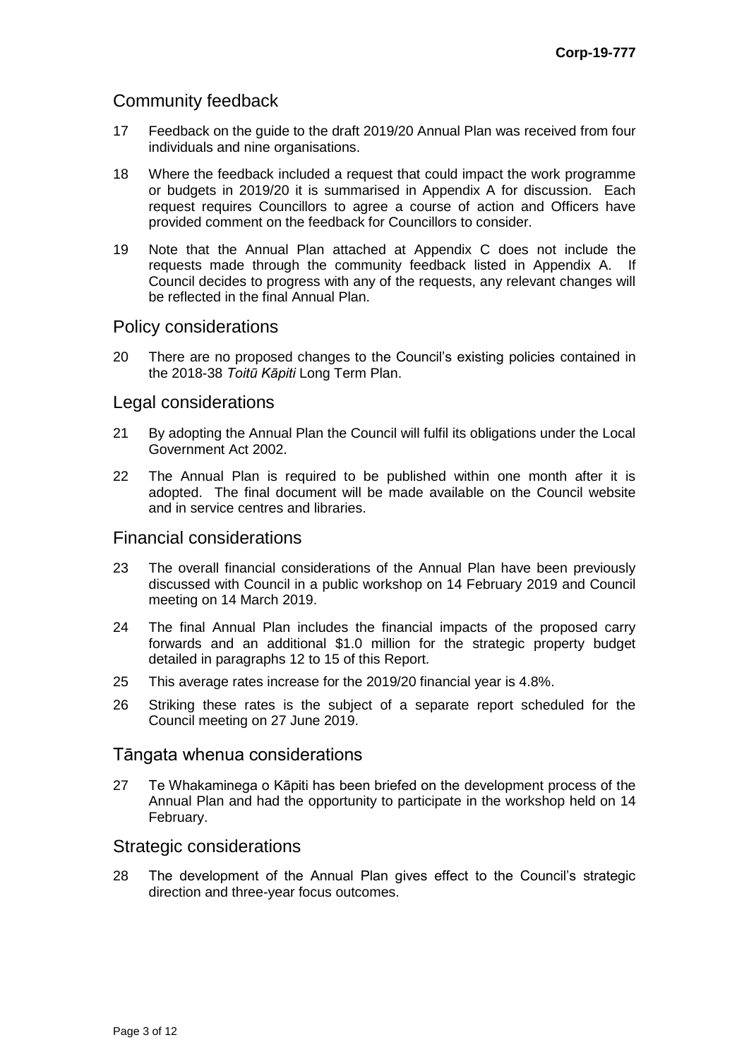## Community feedback

17 Feedback on the guide to the draft 2019/20 Annual Plan was received from four individuals and nine organisations.

18 Where the feedback included a request that could impact the work programme or budgets in 2019/20 it is summarised in Appendix A for discussion. Each request requires Councillors to agree a course of action and Officers have provided comment on the feedback for Councillors to consider.

19 Note that the Annual Plan attached at Appendix C does not include the requests made through the community feedback listed in Appendix A. If Council decides to progress with any of the requests, any relevant changes will be reflected in the final Annual Plan.

## Policy considerations

20 There are no proposed changes to the Council's existing policies contained in the 2018-38 *Toitū Kāpiti* Long Term Plan.

## Legal considerations

21 By adopting the Annual Plan the Council will fulfil its obligations under the Local Government Act 2002.

22 The Annual Plan is required to be published within one month after it is adopted. The final document will be made available on the Council website and in service centres and libraries.

## Financial considerations

23 The overall financial considerations of the Annual Plan have been previously discussed with Council in a public workshop on 14 February 2019 and Council meeting on 14 March 2019.

24 The final Annual Plan includes the financial impacts of the proposed carry forwards and an additional $1.0 million for the strategic property budget detailed in paragraphs 12 to 15 of this Report.

25 This average rates increase for the 2019/20 financial year is 4.8%.

26 Striking these rates is the subject of a separate report scheduled for the Council meeting on 27 June 2019.

## Tāngata whenua considerations

27 Te Whakaminega o Kāpiti has been briefed on the development process of the Annual Plan and had the opportunity to participate in the workshop held on 14 February.

## Strategic considerations

28 The development of the Annual Plan gives effect to the Council's strategic direction and three-year focus outcomes.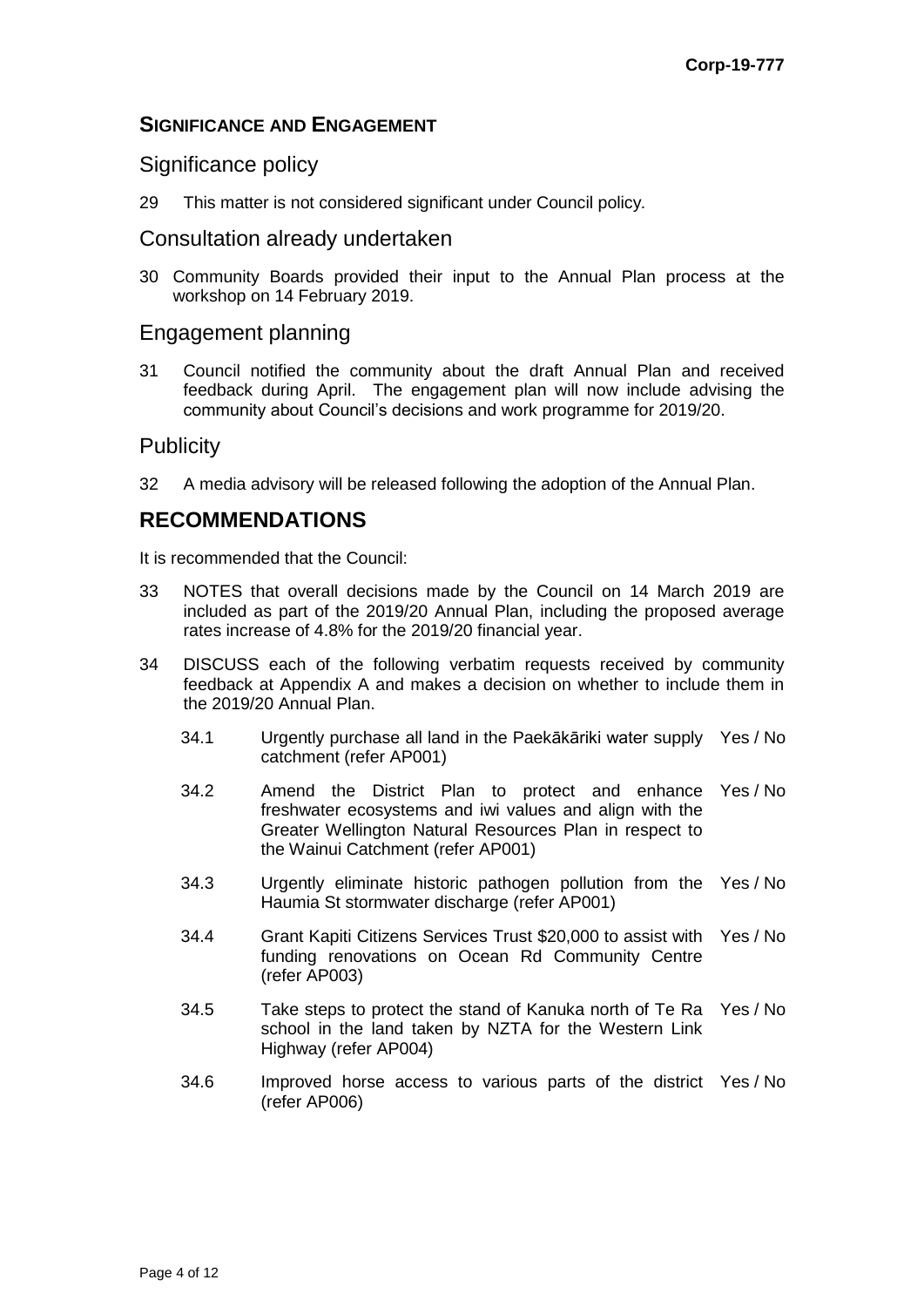## SIGNIFICANCE AND ENGAGEMENT

### Significance policy

29 This matter is not considered significant under Council policy.

### Consultation already undertaken

30 Community Boards provided their input to the Annual Plan process at the workshop on 14 February 2019.

### Engagement planning

31 Council notified the community about the draft Annual Plan and received feedback during April. The engagement plan will now include advising the community about Council's decisions and work programme for 2019/20.

### Publicity

32 A media advisory will be released following the adoption of the Annual Plan.

## RECOMMENDATIONS

It is recommended that the Council:

33 NOTES that overall decisions made by the Council on 14 March 2019 are included as part of the 2019/20 Annual Plan, including the proposed average rates increase of 4.8% for the 2019/20 financial year.

34 DISCUSS each of the following verbatim requests received by community feedback at Appendix A and makes a decision on whether to include them in the 2019/20 Annual Plan.

| | | |
|---|---|---|
| 34.1 | Urgently purchase all land in the Paekākāriki water supply catchment (refer AP001) | Yes / No |
| 34.2 | Amend the District Plan to protect and enhance freshwater ecosystems and iwi values and align with the Greater Wellington Natural Resources Plan in respect to the Wainui Catchment (refer AP001) | Yes / No |
| 34.3 | Urgently eliminate historic pathogen pollution from the Haumia St stormwater discharge (refer AP001) | Yes / No |
| 34.4 | Grant Kapiti Citizens Services Trust $20,000 to assist with funding renovations on Ocean Rd Community Centre (refer AP003) | Yes / No |
| 34.5 | Take steps to protect the stand of Kanuka north of Te Ra school in the land taken by NZTA for the Western Link Highway (refer AP004) | Yes / No |
| 34.6 | Improved horse access to various parts of the district (refer AP006) | Yes / No |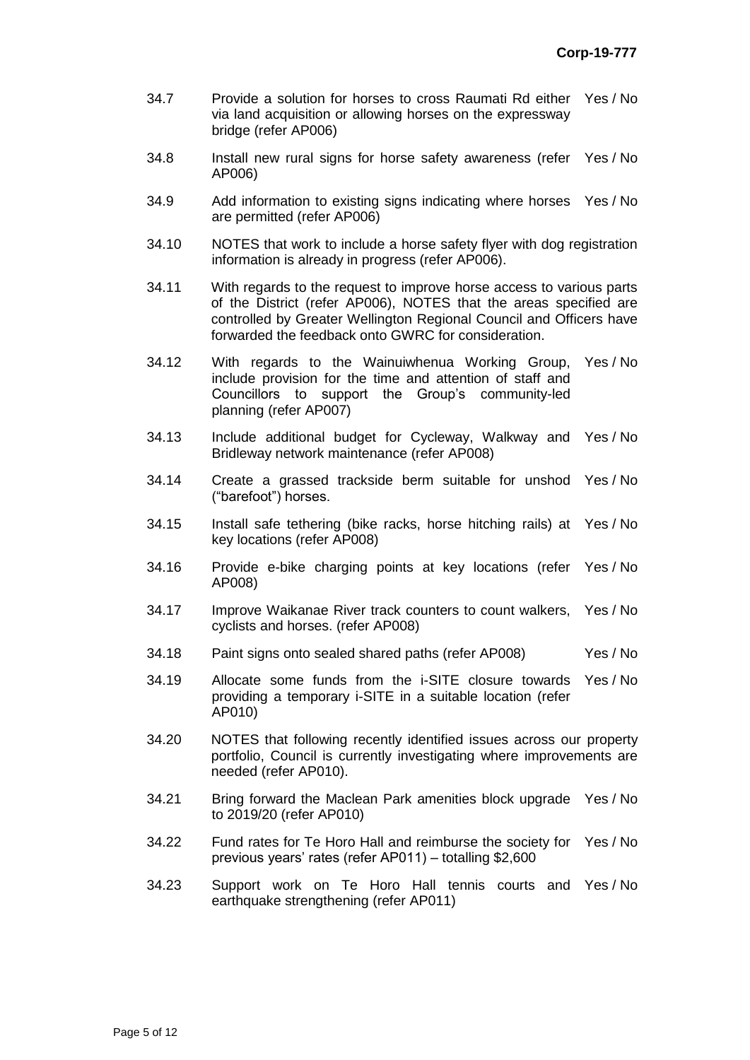| | | |
|---|---|---|
| 34.7 | Provide a solution for horses to cross Raumati Rd either via land acquisition or allowing horses on the expressway bridge (refer AP006) | Yes / No |
| 34.8 | Install new rural signs for horse safety awareness (refer AP006) | Yes / No |
| 34.9 | Add information to existing signs indicating where horses are permitted (refer AP006) | Yes / No |
| 34.10 | NOTES that work to include a horse safety flyer with dog registration information is already in progress (refer AP006). | |
| 34.11 | With regards to the request to improve horse access to various parts of the District (refer AP006), NOTES that the areas specified are controlled by Greater Wellington Regional Council and Officers have forwarded the feedback onto GWRC for consideration. | |
| 34.12 | With regards to the Wainuiwhenua Working Group, include provision for the time and attention of staff and Councillors to support the Group's community-led planning (refer AP007) | Yes / No |
| 34.13 | Include additional budget for Cycleway, Walkway and Bridleway network maintenance (refer AP008) | Yes / No |
| 34.14 | Create a grassed trackside berm suitable for unshod ("barefoot") horses. | Yes / No |
| 34.15 | Install safe tethering (bike racks, horse hitching rails) at key locations (refer AP008) | Yes / No |
| 34.16 | Provide e-bike charging points at key locations (refer AP008) | Yes / No |
| 34.17 | Improve Waikanae River track counters to count walkers, cyclists and horses. (refer AP008) | Yes / No |
| 34.18 | Paint signs onto sealed shared paths (refer AP008) | Yes / No |
| 34.19 | Allocate some funds from the i-SITE closure towards providing a temporary i-SITE in a suitable location (refer AP010) | Yes / No |
| 34.20 | NOTES that following recently identified issues across our property portfolio, Council is currently investigating where improvements are needed (refer AP010). | |
| 34.21 | Bring forward the Maclean Park amenities block upgrade to 2019/20 (refer AP010) | Yes / No |
| 34.22 | Fund rates for Te Horo Hall and reimburse the society for previous years' rates (refer AP011) – totalling $2,600 | Yes / No |
| 34.23 | Support work on Te Horo Hall tennis courts and earthquake strengthening (refer AP011) | Yes / No |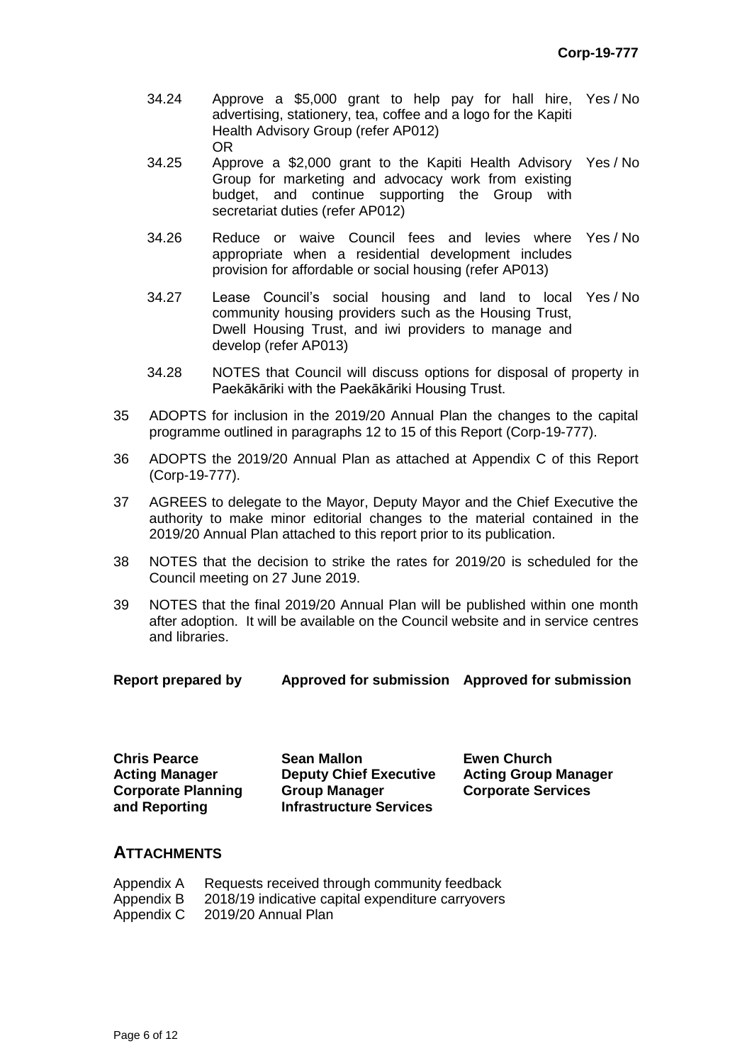34.24 Approve a $5,000 grant to help pay for hall hire, advertising, stationery, tea, coffee and a logo for the Kapiti Health Advisory Group (refer AP012) Yes / No

OR

34.25 Approve a $2,000 grant to the Kapiti Health Advisory Group for marketing and advocacy work from existing budget, and continue supporting the Group with secretariat duties (refer AP012) Yes / No

34.26 Reduce or waive Council fees and levies where appropriate when a residential development includes provision for affordable or social housing (refer AP013) Yes / No

34.27 Lease Council's social housing and land to local community housing providers such as the Housing Trust, Dwell Housing Trust, and iwi providers to manage and develop (refer AP013) Yes / No

34.28 NOTES that Council will discuss options for disposal of property in Paekākāriki with the Paekākāriki Housing Trust.

35 ADOPTS for inclusion in the 2019/20 Annual Plan the changes to the capital programme outlined in paragraphs 12 to 15 of this Report (Corp-19-777).

36 ADOPTS the 2019/20 Annual Plan as attached at Appendix C of this Report (Corp-19-777).

37 AGREES to delegate to the Mayor, Deputy Mayor and the Chief Executive the authority to make minor editorial changes to the material contained in the 2019/20 Annual Plan attached to this report prior to its publication.

38 NOTES that the decision to strike the rates for 2019/20 is scheduled for the Council meeting on 27 June 2019.

39 NOTES that the final 2019/20 Annual Plan will be published within one month after adoption. It will be available on the Council website and in service centres and libraries.

| **Report prepared by** | **Approved for submission** | **Approved for submission** |
|---|---|---|
| **Chris Pearce**<br>**Acting Manager Corporate Planning and Reporting** | **Sean Mallon**<br>**Deputy Chief Executive Group Manager Infrastructure Services** | **Ewen Church**<br>**Acting Group Manager Corporate Services** |

## ATTACHMENTS

Appendix A Requests received through community feedback
Appendix B 2018/19 indicative capital expenditure carryovers
Appendix C 2019/20 Annual Plan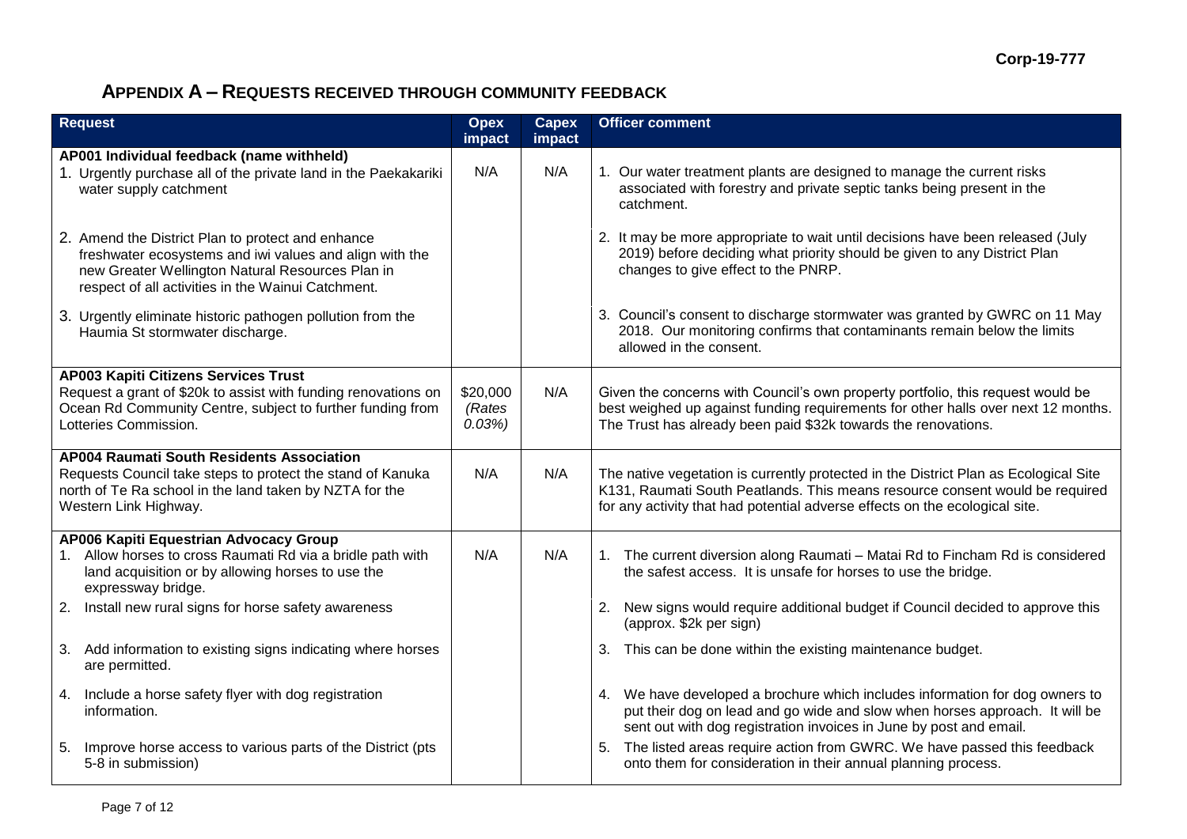## Appendix A – Requests received through community feedback

| Request | Opex impact | Capex impact | Officer comment |
|---|---|---|---|
| **AP001 Individual feedback (name withheld)**<br>1. Urgently purchase all of the private land in the Paekakariki water supply catchment<br>2. Amend the District Plan to protect and enhance freshwater ecosystems and iwi values and align with the new Greater Wellington Natural Resources Plan in respect of all activities in the Wainui Catchment.<br>3. Urgently eliminate historic pathogen pollution from the Haumia St stormwater discharge. | N/A | N/A | 1. Our water treatment plants are designed to manage the current risks associated with forestry and private septic tanks being present in the catchment.<br>2. It may be more appropriate to wait until decisions have been released (July 2019) before deciding what priority should be given to any District Plan changes to give effect to the PNRP.<br>3. Council's consent to discharge stormwater was granted by GWRC on 11 May 2018. Our monitoring confirms that contaminants remain below the limits allowed in the consent. |
| **AP003 Kapiti Citizens Services Trust**<br>Request a grant of $20k to assist with funding renovations on Ocean Rd Community Centre, subject to further funding from Lotteries Commission. | $20,000 *(Rates 0.03%)* | N/A | Given the concerns with Council's own property portfolio, this request would be best weighed up against funding requirements for other halls over next 12 months. The Trust has already been paid $32k towards the renovations. |
| **AP004 Raumati South Residents Association**<br>Requests Council take steps to protect the stand of Kanuka north of Te Ra school in the land taken by NZTA for the Western Link Highway. | N/A | N/A | The native vegetation is currently protected in the District Plan as Ecological Site K131, Raumati South Peatlands. This means resource consent would be required for any activity that had potential adverse effects on the ecological site. |
| **AP006 Kapiti Equestrian Advocacy Group**<br>1. Allow horses to cross Raumati Rd via a bridle path with land acquisition or by allowing horses to use the expressway bridge.<br>2. Install new rural signs for horse safety awareness<br>3. Add information to existing signs indicating where horses are permitted.<br>4. Include a horse safety flyer with dog registration information.<br>5. Improve horse access to various parts of the District (pts 5-8 in submission) | N/A | N/A | 1. The current diversion along Raumati – Matai Rd to Fincham Rd is considered the safest access. It is unsafe for horses to use the bridge.<br>2. New signs would require additional budget if Council decided to approve this (approx. $2k per sign)<br>3. This can be done within the existing maintenance budget.<br>4. We have developed a brochure which includes information for dog owners to put their dog on lead and go wide and slow when horses approach. It will be sent out with dog registration invoices in June by post and email.<br>5. The listed areas require action from GWRC. We have passed this feedback onto them for consideration in their annual planning process. |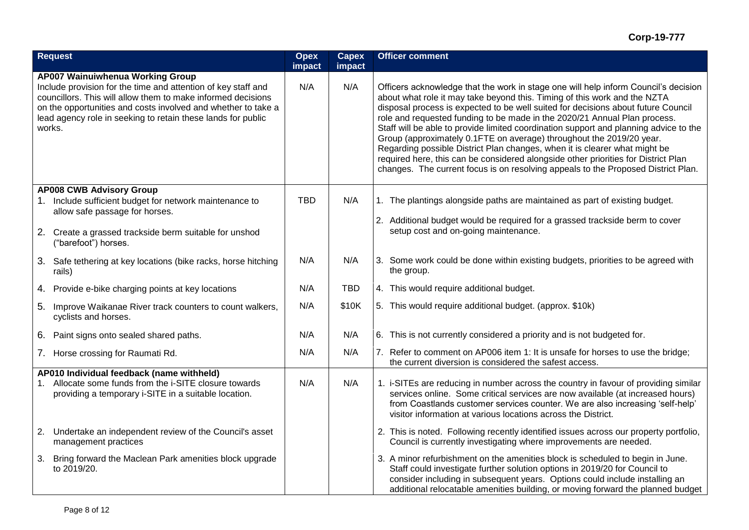| Request | Opex impact | Capex impact | Officer comment |
|---|---|---|---|
| **AP007 Wainuiwhenua Working Group**<br>Include provision for the time and attention of key staff and councillors. This will allow them to make informed decisions on the opportunities and costs involved and whether to take a lead agency role in seeking to retain these lands for public works. | N/A | N/A | Officers acknowledge that the work in stage one will help inform Council's decision about what role it may take beyond this. Timing of this work and the NZTA disposal process is expected to be well suited for decisions about future Council role and requested funding to be made in the 2020/21 Annual Plan process. Staff will be able to provide limited coordination support and planning advice to the Group (approximately 0.1FTE on average) throughout the 2019/20 year. Regarding possible District Plan changes, when it is clearer what might be required here, this can be considered alongside other priorities for District Plan changes. The current focus is on resolving appeals to the Proposed District Plan. |
| **AP008 CWB Advisory Group**<br>1. Include sufficient budget for network maintenance to allow safe passage for horses.<br>2. Create a grassed trackside berm suitable for unshod ("barefoot") horses. | TBD | N/A | 1. The plantings alongside paths are maintained as part of existing budget.<br>2. Additional budget would be required for a grassed trackside berm to cover setup cost and on-going maintenance. |
| 3. Safe tethering at key locations (bike racks, horse hitching rails) | N/A | N/A | 3. Some work could be done within existing budgets, priorities to be agreed with the group. |
| 4. Provide e-bike charging points at key locations | N/A | TBD | 4. This would require additional budget. |
| 5. Improve Waikanae River track counters to count walkers, cyclists and horses. | N/A | $10K | 5. This would require additional budget. (approx. $10k) |
| 6. Paint signs onto sealed shared paths. | N/A | N/A | 6. This is not currently considered a priority and is not budgeted for. |
| 7. Horse crossing for Raumati Rd. | N/A | N/A | 7. Refer to comment on AP006 item 1: It is unsafe for horses to use the bridge; the current diversion is considered the safest access. |
| **AP010 Individual feedback (name withheld)**<br>1. Allocate some funds from the i-SITE closure towards providing a temporary i-SITE in a suitable location. | N/A | N/A | 1. i-SITEs are reducing in number across the country in favour of providing similar services online. Some critical services are now available (at increased hours) from Coastlands customer services counter. We are also increasing 'self-help' visitor information at various locations across the District. |
| 2. Undertake an independent review of the Council's asset management practices | | | 2. This is noted. Following recently identified issues across our property portfolio, Council is currently investigating where improvements are needed. |
| 3. Bring forward the Maclean Park amenities block upgrade to 2019/20. | | | 3. A minor refurbishment on the amenities block is scheduled to begin in June. Staff could investigate further solution options in 2019/20 for Council to consider including in subsequent years. Options could include installing an additional relocatable amenities building, or moving forward the planned budget |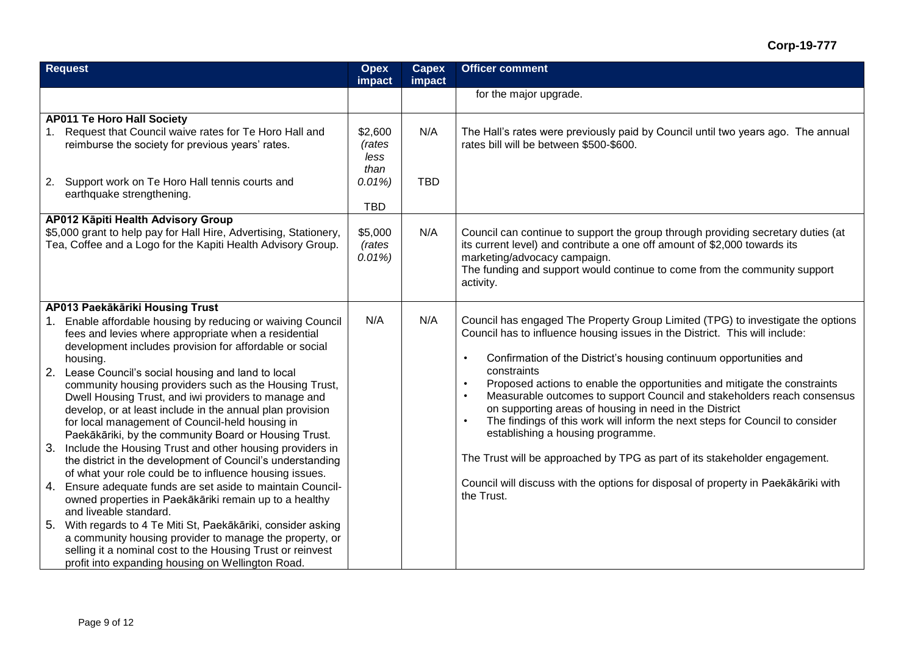Corp-19-777

| Request | Opex impact | Capex impact | Officer comment |
|---|---|---|---|
| | | | for the major upgrade. |
| **AP011 Te Horo Hall Society**<br>1. Request that Council waive rates for Te Horo Hall and reimburse the society for previous years' rates.<br>2. Support work on Te Horo Hall tennis courts and earthquake strengthening. | $2,600 *(rates less than 0.01%)*<br><br>TBD | N/A<br><br>TBD | The Hall's rates were previously paid by Council until two years ago. The annual rates bill will be between $500-$600. |
| **AP012 Kāpiti Health Advisory Group**<br>$5,000 grant to help pay for Hall Hire, Advertising, Stationery, Tea, Coffee and a Logo for the Kapiti Health Advisory Group. | $5,000 *(rates 0.01%)* | N/A | Council can continue to support the group through providing secretary duties (at its current level) and contribute a one off amount of $2,000 towards its marketing/advocacy campaign.<br>The funding and support would continue to come from the community support activity. |
| **AP013 Paekākāriki Housing Trust**<br>1. Enable affordable housing by reducing or waiving Council fees and levies where appropriate when a residential development includes provision for affordable or social housing.<br>2. Lease Council's social housing and land to local community housing providers such as the Housing Trust, Dwell Housing Trust, and iwi providers to manage and develop, or at least include in the annual plan provision for local management of Council-held housing in Paekākāriki, by the community Board or Housing Trust.<br>3. Include the Housing Trust and other housing providers in the district in the development of Council's understanding of what your role could be to influence housing issues.<br>4. Ensure adequate funds are set aside to maintain Council-owned properties in Paekākāriki remain up to a healthy and liveable standard.<br>5. With regards to 4 Te Miti St, Paekākāriki, consider asking a community housing provider to manage the property, or selling it a nominal cost to the Housing Trust or reinvest profit into expanding housing on Wellington Road. | N/A | N/A | Council has engaged The Property Group Limited (TPG) to investigate the options Council has to influence housing issues in the District. This will include:<br>• Confirmation of the District's housing continuum opportunities and constraints<br>• Proposed actions to enable the opportunities and mitigate the constraints<br>• Measurable outcomes to support Council and stakeholders reach consensus on supporting areas of housing in need in the District<br>• The findings of this work will inform the next steps for Council to consider establishing a housing programme.<br><br>The Trust will be approached by TPG as part of its stakeholder engagement.<br><br>Council will discuss with the options for disposal of property in Paekākāriki with the Trust. |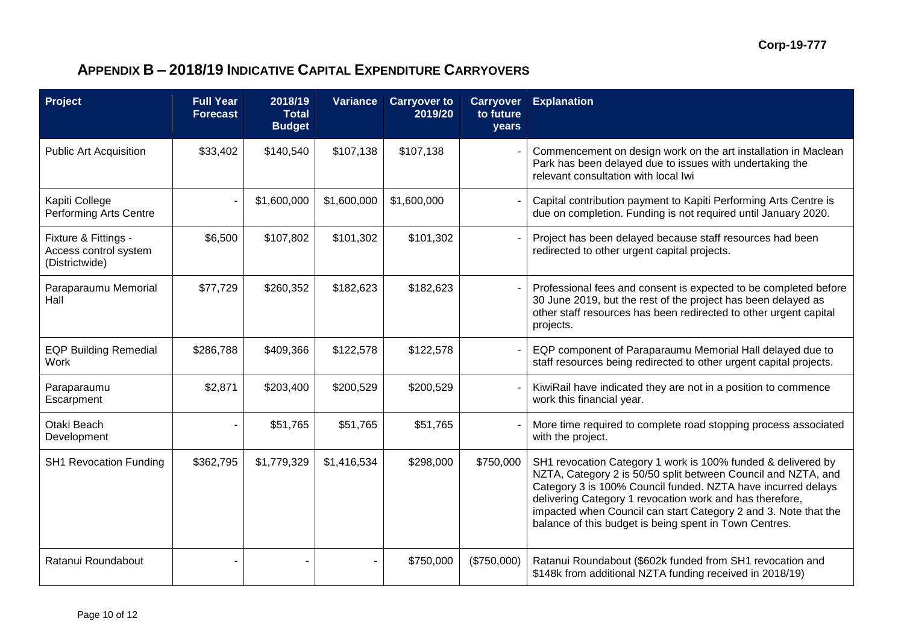## APPENDIX B – 2018/19 INDICATIVE CAPITAL EXPENDITURE CARRYOVERS

| Project | Full Year Forecast | 2018/19 Total Budget | Variance | Carryover to 2019/20 | Carryover to future years | Explanation |
|---|---|---|---|---|---|---|
| Public Art Acquisition | $33,402 | $140,540 | $107,138 | $107,138 | - | Commencement on design work on the art installation in Maclean Park has been delayed due to issues with undertaking the relevant consultation with local Iwi |
| Kapiti College Performing Arts Centre | - | $1,600,000 | $1,600,000 | $1,600,000 | - | Capital contribution payment to Kapiti Performing Arts Centre is due on completion. Funding is not required until January 2020. |
| Fixture & Fittings - Access control system (Districtwide) | $6,500 | $107,802 | $101,302 | $101,302 | - | Project has been delayed because staff resources had been redirected to other urgent capital projects. |
| Paraparaumu Memorial Hall | $77,729 | $260,352 | $182,623 | $182,623 | - | Professional fees and consent is expected to be completed before 30 June 2019, but the rest of the project has been delayed as other staff resources has been redirected to other urgent capital projects. |
| EQP Building Remedial Work | $286,788 | $409,366 | $122,578 | $122,578 | - | EQP component of Paraparaumu Memorial Hall delayed due to staff resources being redirected to other urgent capital projects. |
| Paraparaumu Escarpment | $2,871 | $203,400 | $200,529 | $200,529 | - | KiwiRail have indicated they are not in a position to commence work this financial year. |
| Otaki Beach Development | - | $51,765 | $51,765 | $51,765 | - | More time required to complete road stopping process associated with the project. |
| SH1 Revocation Funding | $362,795 | $1,779,329 | $1,416,534 | $298,000 | $750,000 | SH1 revocation Category 1 work is 100% funded & delivered by NZTA, Category 2 is 50/50 split between Council and NZTA, and Category 3 is 100% Council funded. NZTA have incurred delays delivering Category 1 revocation work and has therefore, impacted when Council can start Category 2 and 3. Note that the balance of this budget is being spent in Town Centres. |
| Ratanui Roundabout | - | - | - | $750,000 | ($750,000) | Ratanui Roundabout ($602k funded from SH1 revocation and $148k from additional NZTA funding received in 2018/19) |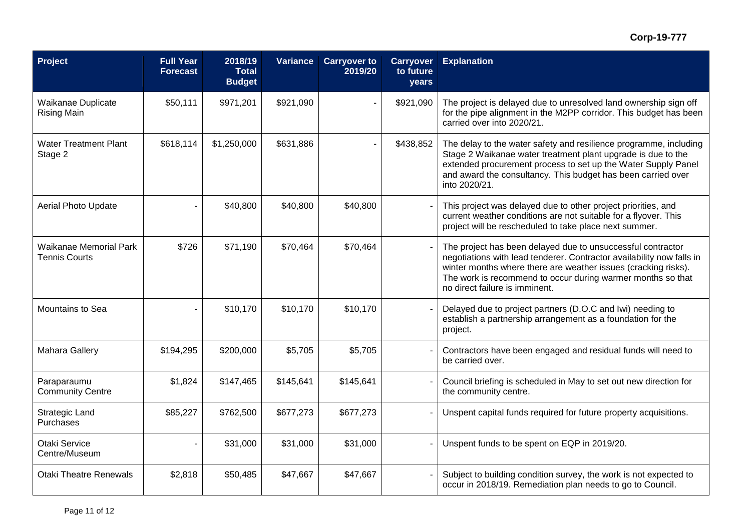Corp-19-777

| Project | Full Year Forecast | 2018/19 Total Budget | Variance | Carryover to 2019/20 | Carryover to future years | Explanation |
|---|---|---|---|---|---|---|
| Waikanae Duplicate Rising Main | $50,111 | $971,201 | $921,090 | - | $921,090 | The project is delayed due to unresolved land ownership sign off for the pipe alignment in the M2PP corridor. This budget has been carried over into 2020/21. |
| Water Treatment Plant Stage 2 | $618,114 | $1,250,000 | $631,886 | - | $438,852 | The delay to the water safety and resilience programme, including Stage 2 Waikanae water treatment plant upgrade is due to the extended procurement process to set up the Water Supply Panel and award the consultancy. This budget has been carried over into 2020/21. |
| Aerial Photo Update | - | $40,800 | $40,800 | $40,800 | - | This project was delayed due to other project priorities, and current weather conditions are not suitable for a flyover. This project will be rescheduled to take place next summer. |
| Waikanae Memorial Park Tennis Courts | $726 | $71,190 | $70,464 | $70,464 | - | The project has been delayed due to unsuccessful contractor negotiations with lead tenderer. Contractor availability now falls in winter months where there are weather issues (cracking risks). The work is recommend to occur during warmer months so that no direct failure is imminent. |
| Mountains to Sea | - | $10,170 | $10,170 | $10,170 | - | Delayed due to project partners (D.O.C and Iwi) needing to establish a partnership arrangement as a foundation for the project. |
| Mahara Gallery | $194,295 | $200,000 | $5,705 | $5,705 | - | Contractors have been engaged and residual funds will need to be carried over. |
| Paraparaumu Community Centre | $1,824 | $147,465 | $145,641 | $145,641 | - | Council briefing is scheduled in May to set out new direction for the community centre. |
| Strategic Land Purchases | $85,227 | $762,500 | $677,273 | $677,273 | - | Unspent capital funds required for future property acquisitions. |
| Otaki Service Centre/Museum | - | $31,000 | $31,000 | $31,000 | - | Unspent funds to be spent on EQP in 2019/20. |
| Otaki Theatre Renewals | $2,818 | $50,485 | $47,667 | $47,667 | - | Subject to building condition survey, the work is not expected to occur in 2018/19. Remediation plan needs to go to Council. |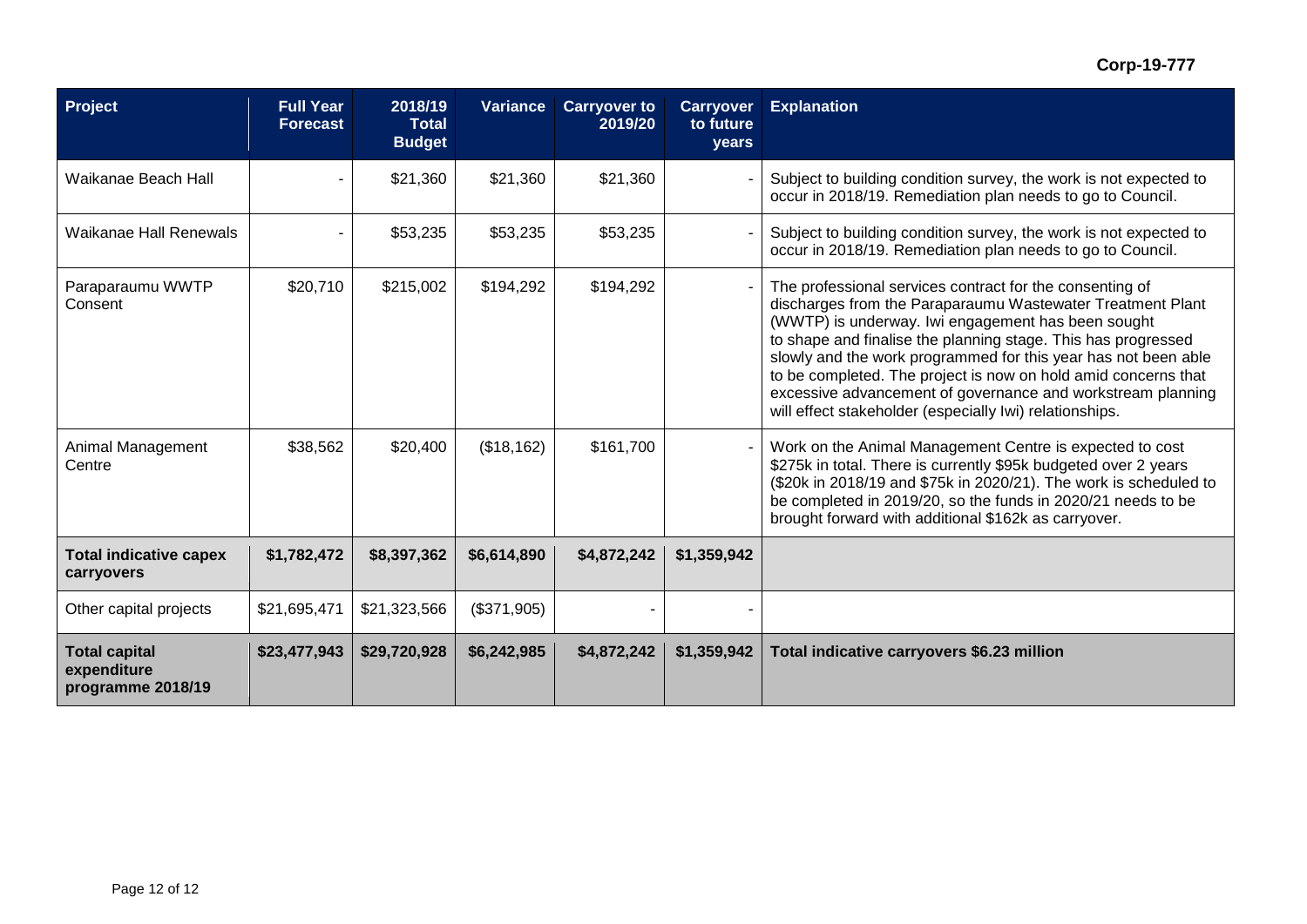| Project | Full Year Forecast | 2018/19 Total Budget | Variance | Carryover to 2019/20 | Carryover to future years | Explanation |
|---|---|---|---|---|---|---|
| Waikanae Beach Hall | - | $21,360 | $21,360 | $21,360 | - | Subject to building condition survey, the work is not expected to occur in 2018/19. Remediation plan needs to go to Council. |
| Waikanae Hall Renewals | - | $53,235 | $53,235 | $53,235 | - | Subject to building condition survey, the work is not expected to occur in 2018/19. Remediation plan needs to go to Council. |
| Paraparaumu WWTP Consent | $20,710 | $215,002 | $194,292 | $194,292 | - | The professional services contract for the consenting of discharges from the Paraparaumu Wastewater Treatment Plant (WWTP) is underway. Iwi engagement has been sought to shape and finalise the planning stage. This has progressed slowly and the work programmed for this year has not been able to be completed. The project is now on hold amid concerns that excessive advancement of governance and workstream planning will effect stakeholder (especially Iwi) relationships. |
| Animal Management Centre | $38,562 | $20,400 | ($18,162) | $161,700 | - | Work on the Animal Management Centre is expected to cost $275k in total. There is currently $95k budgeted over 2 years ($20k in 2018/19 and $75k in 2020/21). The work is scheduled to be completed in 2019/20, so the funds in 2020/21 needs to be brought forward with additional $162k as carryover. |
| **Total indicative capex carryovers** | **$1,782,472** | **$8,397,362** | **$6,614,890** | **$4,872,242** | **$1,359,942** | |
| Other capital projects | $21,695,471 | $21,323,566 | ($371,905) | - | - | |
| **Total capital expenditure programme 2018/19** | **$23,477,943** | **$29,720,928** | **$6,242,985** | **$4,872,242** | **$1,359,942** | **Total indicative carryovers $6.23 million** |